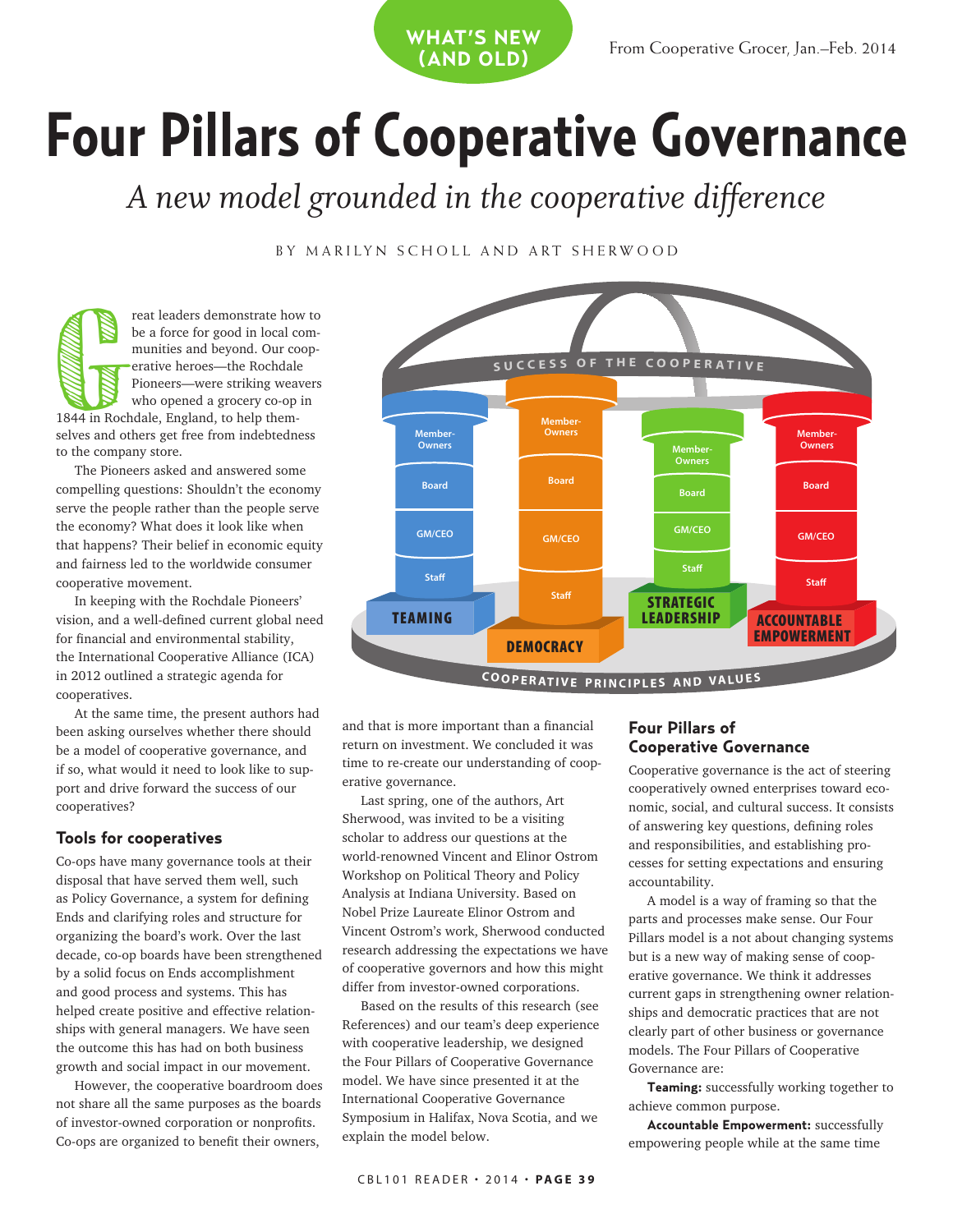WHAT'S NEW (AND OLD)

From Cooperative Grocer, Jan.–Feb. 2014

# Four Pillars of Cooperative Governance

*A new model grounded in the cooperative difference*

BY MARILYN SCHOLL AND ART SHERWOOD

Great leaders demonstrate how to be a force for good in local communities and beyond. Our cooperative heroes—the Rochdale Pioneers—were striking weavers who opened a grocery co-op in 1844 in Rochdale, England, to help themselves and others get free from indebtedness to the company store.

The Pioneers asked and answered some compelling questions: Shouldn't the economy serve the people rather than the people serve the economy? What does it look like when that happens? Their belief in economic equity and fairness led to the worldwide consumer cooperative movement.

In keeping with the Rochdale Pioneers' vision, and a well-defined current global need for financial and environmental stability, the International Cooperative Alliance (ICA) in 2012 outlined a strategic agenda for cooperatives.

At the same time, the present authors had been asking ourselves whether there should be a model of cooperative governance, and if so, what would it need to look like to support and drive forward the success of our cooperatives?

SUCCESS OF THE COOPERATIVE

| TEAMING | DEMOCRACY | STRATEGIC LEADERSHIP | ACCOUNTABLE EMPOWERMENT |
|---|---|---|---|
| Member-Owners | Member-Owners | Member-Owners | Member-Owners |
| Board | Board | Board | Board |
| GM/CEO | GM/CEO | GM/CEO | GM/CEO |
| Staff | Staff | Staff | Staff |

COOPERATIVE PRINCIPLES AND VALUES

## Tools for cooperatives

Co-ops have many governance tools at their disposal that have served them well, such as Policy Governance, a system for defining Ends and clarifying roles and structure for organizing the board's work. Over the last decade, co-op boards have been strengthened by a solid focus on Ends accomplishment and good process and systems. This has helped create positive and effective relationships with general managers. We have seen the outcome this has had on both business growth and social impact in our movement.

However, the cooperative boardroom does not share all the same purposes as the boards of investor-owned corporation or nonprofits. Co-ops are organized to benefit their owners, and that is more important than a financial return on investment. We concluded it was time to re-create our understanding of cooperative governance.

Last spring, one of the authors, Art Sherwood, was invited to be a visiting scholar to address our questions at the world-renowned Vincent and Elinor Ostrom Workshop on Political Theory and Policy Analysis at Indiana University. Based on Nobel Prize Laureate Elinor Ostrom and Vincent Ostrom's work, Sherwood conducted research addressing the expectations we have of cooperative governors and how this might differ from investor-owned corporations.

Based on the results of this research (see References) and our team's deep experience with cooperative leadership, we designed the Four Pillars of Cooperative Governance model. We have since presented it at the International Cooperative Governance Symposium in Halifax, Nova Scotia, and we explain the model below.

## Four Pillars of Cooperative Governance

Cooperative governance is the act of steering cooperatively owned enterprises toward economic, social, and cultural success. It consists of answering key questions, defining roles and responsibilities, and establishing processes for setting expectations and ensuring accountability.

A model is a way of framing so that the parts and processes make sense. Our Four Pillars model is a not about changing systems but is a new way of making sense of cooperative governance. We think it addresses current gaps in strengthening owner relationships and democratic practices that are not clearly part of other business or governance models. The Four Pillars of Cooperative Governance are:

**Teaming:** successfully working together to achieve common purpose.

**Accountable Empowerment:** successfully empowering people while at the same time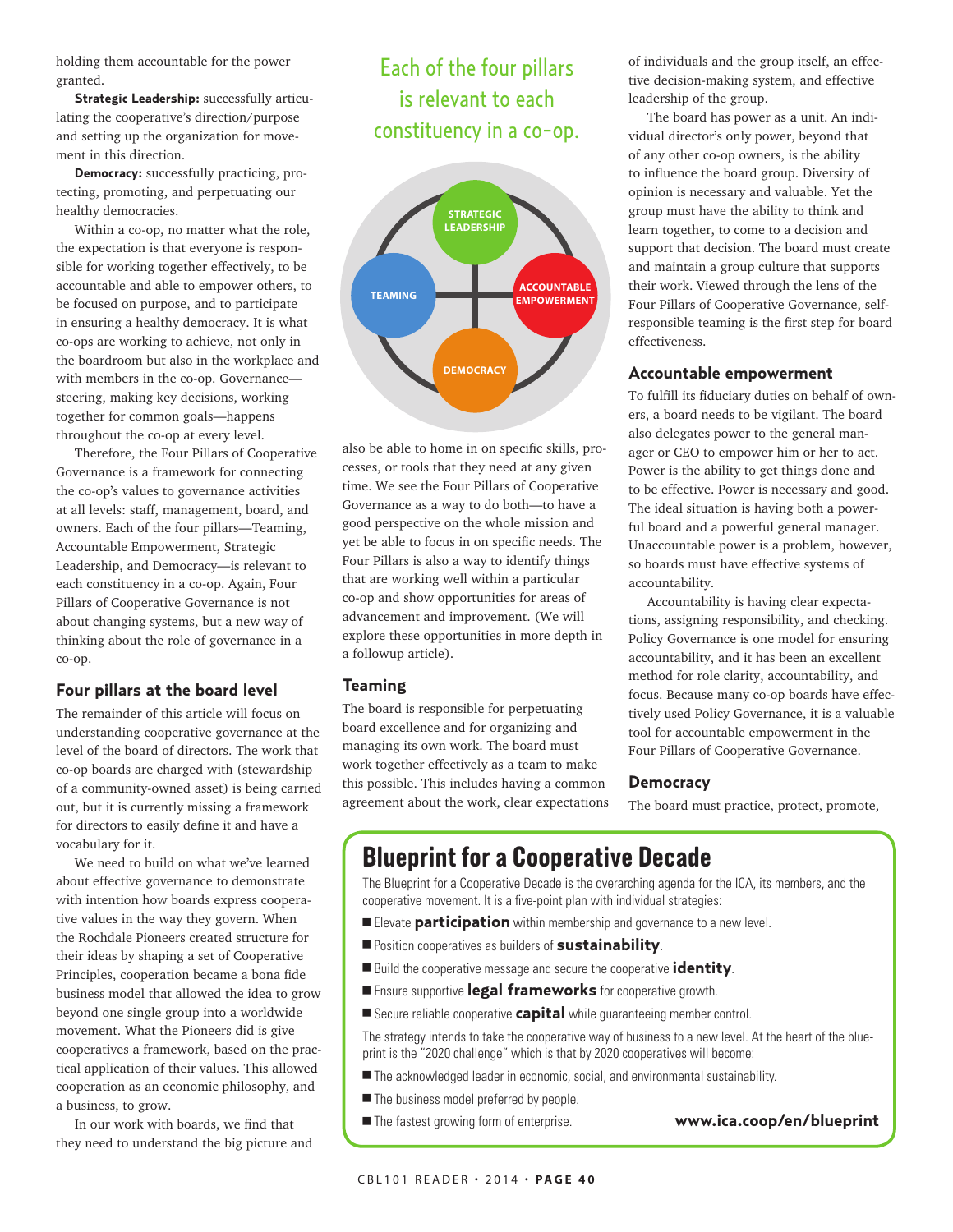holding them accountable for the power granted.

**Strategic Leadership:** successfully articulating the cooperative's direction/purpose and setting up the organization for movement in this direction.

**Democracy:** successfully practicing, protecting, promoting, and perpetuating our healthy democracies.

Within a co-op, no matter what the role, the expectation is that everyone is responsible for working together effectively, to be accountable and able to empower others, to be focused on purpose, and to participate in ensuring a healthy democracy. It is what co-ops are working to achieve, not only in the boardroom but also in the workplace and with members in the co-op. Governance—steering, making key decisions, working together for common goals—happens throughout the co-op at every level.

Therefore, the Four Pillars of Cooperative Governance is a framework for connecting the co-op's values to governance activities at all levels: staff, management, board, and owners. Each of the four pillars—Teaming, Accountable Empowerment, Strategic Leadership, and Democracy—is relevant to each constituency in a co-op. Again, Four Pillars of Cooperative Governance is not about changing systems, but a new way of thinking about the role of governance in a co-op.

## Four pillars at the board level

The remainder of this article will focus on understanding cooperative governance at the level of the board of directors. The work that co-op boards are charged with (stewardship of a community-owned asset) is being carried out, but it is currently missing a framework for directors to easily define it and have a vocabulary for it.

We need to build on what we've learned about effective governance to demonstrate with intention how boards express cooperative values in the way they govern. When the Rochdale Pioneers created structure for their ideas by shaping a set of Cooperative Principles, cooperation became a bona fide business model that allowed the idea to grow beyond one single group into a worldwide movement. What the Pioneers did is give cooperatives a framework, based on the practical application of their values. This allowed cooperation as an economic philosophy, and a business, to grow.

In our work with boards, we find that they need to understand the big picture and also be able to home in on specific skills, processes, or tools that they need at any given time. We see the Four Pillars of Cooperative Governance as a way to do both—to have a good perspective on the whole mission and yet be able to focus in on specific needs. The Four Pillars is also a way to identify things that are working well within a particular co-op and show opportunities for areas of advancement and improvement. (We will explore these opportunities in more depth in a followup article).

> Each of the four pillars is relevant to each constituency in a co-op.

STRATEGIC LEADERSHIP · TEAMING · ACCOUNTABLE EMPOWERMENT · DEMOCRACY

## Teaming

The board is responsible for perpetuating board excellence and for organizing and managing its own work. The board must work together effectively as a team to make this possible. This includes having a common agreement about the work, clear expectations of individuals and the group itself, an effective decision-making system, and effective leadership of the group.

The board has power as a unit. An individual director's only power, beyond that of any other co-op owners, is the ability to influence the board group. Diversity of opinion is necessary and valuable. Yet the group must have the ability to think and learn together, to come to a decision and support that decision. The board must create and maintain a group culture that supports their work. Viewed through the lens of the Four Pillars of Cooperative Governance, self-responsible teaming is the first step for board effectiveness.

## Accountable empowerment

To fulfill its fiduciary duties on behalf of owners, a board needs to be vigilant. The board also delegates power to the general manager or CEO to empower him or her to act. Power is the ability to get things done and to be effective. Power is necessary and good. The ideal situation is having both a powerful board and a powerful general manager. Unaccountable power is a problem, however, so boards must have effective systems of accountability.

Accountability is having clear expectations, assigning responsibility, and checking. Policy Governance is one model for ensuring accountability, and it has been an excellent method for role clarity, accountability, and focus. Because many co-op boards have effectively used Policy Governance, it is a valuable tool for accountable empowerment in the Four Pillars of Cooperative Governance.

## Democracy

The board must practice, protect, promote,

---

## Blueprint for a Cooperative Decade

The Blueprint for a Cooperative Decade is the overarching agenda for the ICA, its members, and the cooperative movement. It is a five-point plan with individual strategies:

- Elevate **participation** within membership and governance to a new level.
- Position cooperatives as builders of **sustainability**.
- Build the cooperative message and secure the cooperative **identity**.
- Ensure supportive **legal frameworks** for cooperative growth.
- Secure reliable cooperative **capital** while guaranteeing member control.

The strategy intends to take the cooperative way of business to a new level. At the heart of the blueprint is the "2020 challenge" which is that by 2020 cooperatives will become:

- The acknowledged leader in economic, social, and environmental sustainability.
- The business model preferred by people.
- The fastest growing form of enterprise.

**www.ica.coop/en/blueprint**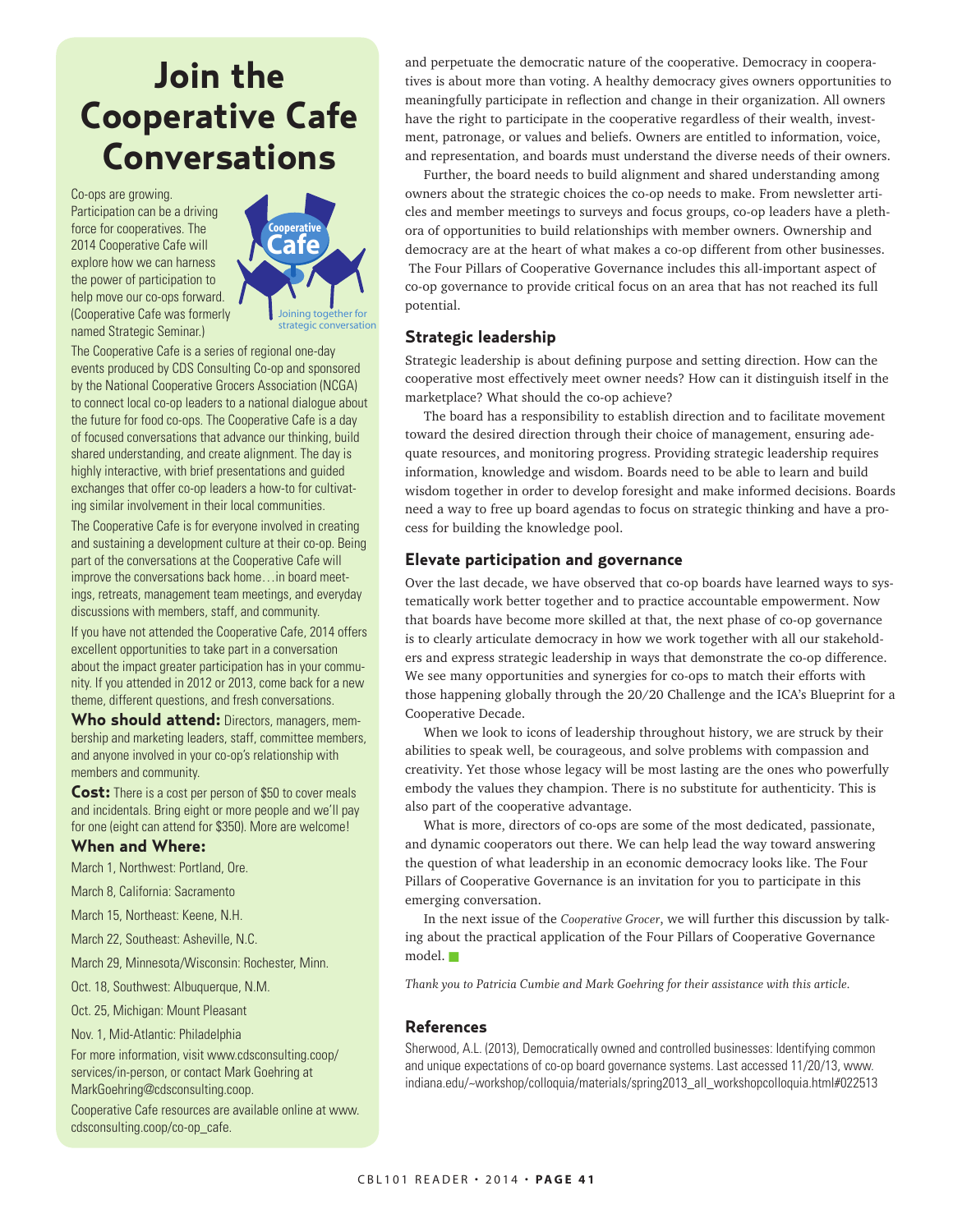## Join the Cooperative Cafe Conversations

Co-ops are growing. Participation can be a driving force for cooperatives. The 2014 Cooperative Cafe will explore how we can harness the power of participation to help move our co-ops forward. (Cooperative Cafe was formerly named Strategic Seminar.)

Cooperative Cafe

Joining together for strategic conversation

The Cooperative Cafe is a series of regional one-day events produced by CDS Consulting Co-op and sponsored by the National Cooperative Grocers Association (NCGA) to connect local co-op leaders to a national dialogue about the future for food co-ops. The Cooperative Cafe is a day of focused conversations that advance our thinking, build shared understanding, and create alignment. The day is highly interactive, with brief presentations and guided exchanges that offer co-op leaders a how-to for cultivating similar involvement in their local communities.

The Cooperative Cafe is for everyone involved in creating and sustaining a development culture at their co-op. Being part of the conversations at the Cooperative Cafe will improve the conversations back home…in board meetings, retreats, management team meetings, and everyday discussions with members, staff, and community.

If you have not attended the Cooperative Cafe, 2014 offers excellent opportunities to take part in a conversation about the impact greater participation has in your community. If you attended in 2012 or 2013, come back for a new theme, different questions, and fresh conversations.

**Who should attend:** Directors, managers, membership and marketing leaders, staff, committee members, and anyone involved in your co-op's relationship with members and community.

**Cost:** There is a cost per person of $50 to cover meals and incidentals. Bring eight or more people and we'll pay for one (eight can attend for $350). More are welcome!

**When and Where:**

March 1, Northwest: Portland, Ore.

March 8, California: Sacramento

March 15, Northeast: Keene, N.H.

March 22, Southeast: Asheville, N.C.

March 29, Minnesota/Wisconsin: Rochester, Minn.

Oct. 18, Southwest: Albuquerque, N.M.

Oct. 25, Michigan: Mount Pleasant

Nov. 1, Mid-Atlantic: Philadelphia

For more information, visit www.cdsconsulting.coop/services/in-person, or contact Mark Goehring at MarkGoehring@cdsconsulting.coop.

Cooperative Cafe resources are available online at www.cdsconsulting.coop/co-op_cafe.

---

and perpetuate the democratic nature of the cooperative. Democracy in cooperatives is about more than voting. A healthy democracy gives owners opportunities to meaningfully participate in reflection and change in their organization. All owners have the right to participate in the cooperative regardless of their wealth, investment, patronage, or values and beliefs. Owners are entitled to information, voice, and representation, and boards must understand the diverse needs of their owners.

Further, the board needs to build alignment and shared understanding among owners about the strategic choices the co-op needs to make. From newsletter articles and member meetings to surveys and focus groups, co-op leaders have a plethora of opportunities to build relationships with member owners. Ownership and democracy are at the heart of what makes a co-op different from other businesses. The Four Pillars of Cooperative Governance includes this all-important aspect of co-op governance to provide critical focus on an area that has not reached its full potential.

### Strategic leadership

Strategic leadership is about defining purpose and setting direction. How can the cooperative most effectively meet owner needs? How can it distinguish itself in the marketplace? What should the co-op achieve?

The board has a responsibility to establish direction and to facilitate movement toward the desired direction through their choice of management, ensuring adequate resources, and monitoring progress. Providing strategic leadership requires information, knowledge and wisdom. Boards need to be able to learn and build wisdom together in order to develop foresight and make informed decisions. Boards need a way to free up board agendas to focus on strategic thinking and have a process for building the knowledge pool.

### Elevate participation and governance

Over the last decade, we have observed that co-op boards have learned ways to systematically work better together and to practice accountable empowerment. Now that boards have become more skilled at that, the next phase of co-op governance is to clearly articulate democracy in how we work together with all our stakeholders and express strategic leadership in ways that demonstrate the co-op difference. We see many opportunities and synergies for co-ops to match their efforts with those happening globally through the 20/20 Challenge and the ICA's Blueprint for a Cooperative Decade.

When we look to icons of leadership throughout history, we are struck by their abilities to speak well, be courageous, and solve problems with compassion and creativity. Yet those whose legacy will be most lasting are the ones who powerfully embody the values they champion. There is no substitute for authenticity. This is also part of the cooperative advantage.

What is more, directors of co-ops are some of the most dedicated, passionate, and dynamic cooperators out there. We can help lead the way toward answering the question of what leadership in an economic democracy looks like. The Four Pillars of Cooperative Governance is an invitation for you to participate in this emerging conversation.

In the next issue of the *Cooperative Grocer*, we will further this discussion by talking about the practical application of the Four Pillars of Cooperative Governance model. ■

*Thank you to Patricia Cumbie and Mark Goehring for their assistance with this article.*

### References

Sherwood, A.L. (2013), Democratically owned and controlled businesses: Identifying common and unique expectations of co-op board governance systems. Last accessed 11/20/13, www.indiana.edu/~workshop/colloquia/materials/spring2013_all_workshopcolloquia.html#022513